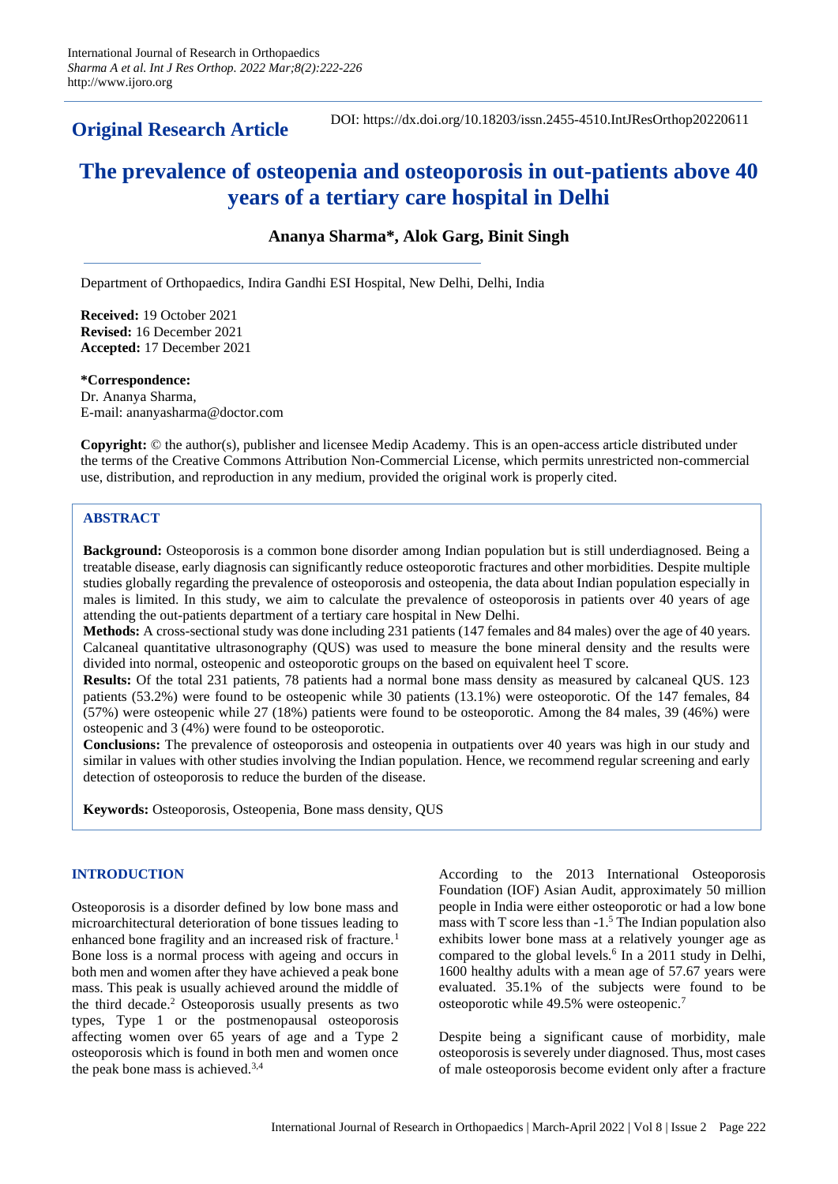**Original Research Article**

DOI: https://dx.doi.org/10.18203/issn.2455-4510.IntJResOrthop20220611

# The prevalence of osteopenia and osteoporosis in out-patients above 40 years of a tertiary care hospital in Delhi

**Ananya Sharma*, Alok Garg, Binit Singh**

Department of Orthopaedics, Indira Gandhi ESI Hospital, New Delhi, Delhi, India

**Received:** 19 October 2021
**Revised:** 16 December 2021
**Accepted:** 17 December 2021

**\*Correspondence:**
Dr. Ananya Sharma,
E-mail: ananyasharma@doctor.com

**Copyright:** © the author(s), publisher and licensee Medip Academy. This is an open-access article distributed under the terms of the Creative Commons Attribution Non-Commercial License, which permits unrestricted non-commercial use, distribution, and reproduction in any medium, provided the original work is properly cited.

## ABSTRACT

**Background:** Osteoporosis is a common bone disorder among Indian population but is still underdiagnosed. Being a treatable disease, early diagnosis can significantly reduce osteoporotic fractures and other morbidities. Despite multiple studies globally regarding the prevalence of osteoporosis and osteopenia, the data about Indian population especially in males is limited. In this study, we aim to calculate the prevalence of osteoporosis in patients over 40 years of age attending the out-patients department of a tertiary care hospital in New Delhi.

**Methods:** A cross-sectional study was done including 231 patients (147 females and 84 males) over the age of 40 years. Calcaneal quantitative ultrasonography (QUS) was used to measure the bone mineral density and the results were divided into normal, osteopenic and osteoporotic groups on the based on equivalent heel T score.

**Results:** Of the total 231 patients, 78 patients had a normal bone mass density as measured by calcaneal QUS. 123 patients (53.2%) were found to be osteopenic while 30 patients (13.1%) were osteoporotic. Of the 147 females, 84 (57%) were osteopenic while 27 (18%) patients were found to be osteoporotic. Among the 84 males, 39 (46%) were osteopenic and 3 (4%) were found to be osteoporotic.

**Conclusions:** The prevalence of osteoporosis and osteopenia in outpatients over 40 years was high in our study and similar in values with other studies involving the Indian population. Hence, we recommend regular screening and early detection of osteoporosis to reduce the burden of the disease.

**Keywords:** Osteoporosis, Osteopenia, Bone mass density, QUS

## INTRODUCTION

Osteoporosis is a disorder defined by low bone mass and microarchitectural deterioration of bone tissues leading to enhanced bone fragility and an increased risk of fracture.[1] Bone loss is a normal process with ageing and occurs in both men and women after they have achieved a peak bone mass. This peak is usually achieved around the middle of the third decade.[2] Osteoporosis usually presents as two types, Type 1 or the postmenopausal osteoporosis affecting women over 65 years of age and a Type 2 osteoporosis which is found in both men and women once the peak bone mass is achieved.[3,4]

According to the 2013 International Osteoporosis Foundation (IOF) Asian Audit, approximately 50 million people in India were either osteoporotic or had a low bone mass with T score less than -1.[5] The Indian population also exhibits lower bone mass at a relatively younger age as compared to the global levels.[6] In a 2011 study in Delhi, 1600 healthy adults with a mean age of 57.67 years were evaluated. 35.1% of the subjects were found to be osteoporotic while 49.5% were osteopenic.[7]

Despite being a significant cause of morbidity, male osteoporosis is severely under diagnosed. Thus, most cases of male osteoporosis become evident only after a fracture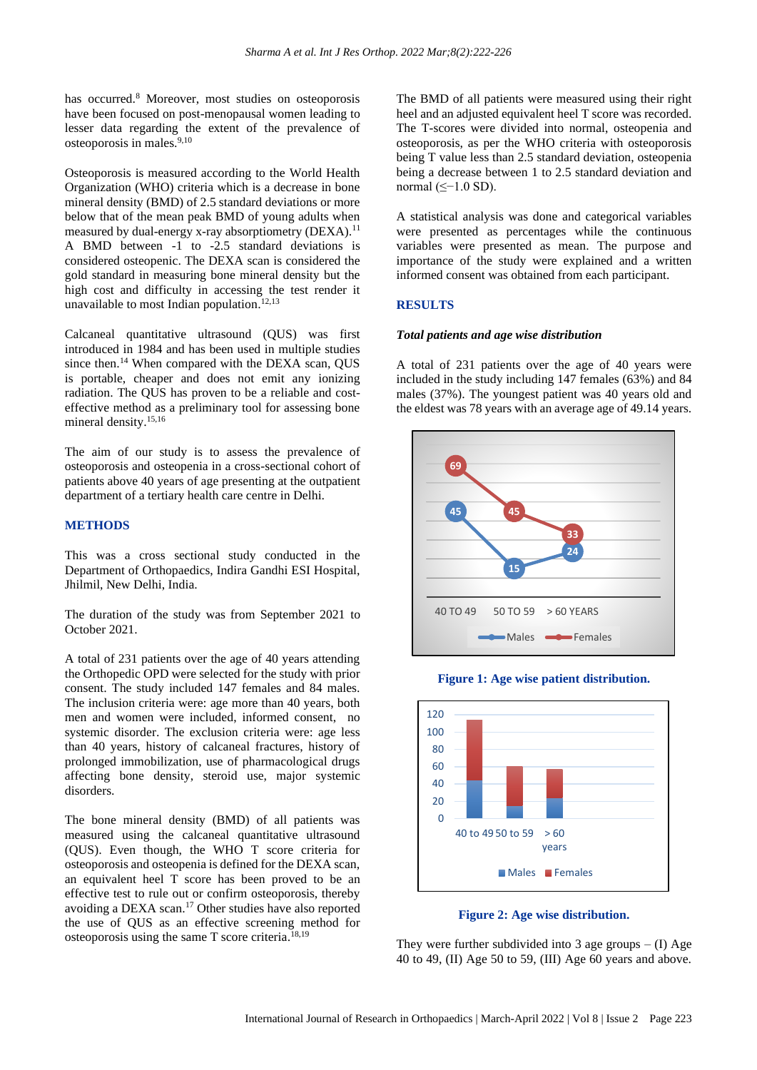has occurred.[8] Moreover, most studies on osteoporosis have been focused on post-menopausal women leading to lesser data regarding the extent of the prevalence of osteoporosis in males.[9,10]

Osteoporosis is measured according to the World Health Organization (WHO) criteria which is a decrease in bone mineral density (BMD) of 2.5 standard deviations or more below that of the mean peak BMD of young adults when measured by dual-energy x-ray absorptiometry (DEXA).[11] A BMD between -1 to -2.5 standard deviations is considered osteopenic. The DEXA scan is considered the gold standard in measuring bone mineral density but the high cost and difficulty in accessing the test render it unavailable to most Indian population.[12,13]

Calcaneal quantitative ultrasound (QUS) was first introduced in 1984 and has been used in multiple studies since then.[14] When compared with the DEXA scan, QUS is portable, cheaper and does not emit any ionizing radiation. The QUS has proven to be a reliable and cost-effective method as a preliminary tool for assessing bone mineral density.[15,16]

The aim of our study is to assess the prevalence of osteoporosis and osteopenia in a cross-sectional cohort of patients above 40 years of age presenting at the outpatient department of a tertiary health care centre in Delhi.

## METHODS

This was a cross sectional study conducted in the Department of Orthopaedics, Indira Gandhi ESI Hospital, Jhilmil, New Delhi, India.

The duration of the study was from September 2021 to October 2021.

A total of 231 patients over the age of 40 years attending the Orthopedic OPD were selected for the study with prior consent. The study included 147 females and 84 males. The inclusion criteria were: age more than 40 years, both men and women were included, informed consent, no systemic disorder. The exclusion criteria were: age less than 40 years, history of calcaneal fractures, history of prolonged immobilization, use of pharmacological drugs affecting bone density, steroid use, major systemic disorders.

The bone mineral density (BMD) of all patients was measured using the calcaneal quantitative ultrasound (QUS). Even though, the WHO T score criteria for osteoporosis and osteopenia is defined for the DEXA scan, an equivalent heel T score has been proved to be an effective test to rule out or confirm osteoporosis, thereby avoiding a DEXA scan.[17] Other studies have also reported the use of QUS as an effective screening method for osteoporosis using the same T score criteria.[18,19]

The BMD of all patients were measured using their right heel and an adjusted equivalent heel T score was recorded. The T-scores were divided into normal, osteopenia and osteoporosis, as per the WHO criteria with osteoporosis being T value less than 2.5 standard deviation, osteopenia being a decrease between 1 to 2.5 standard deviation and normal (≤−1.0 SD).

A statistical analysis was done and categorical variables were presented as percentages while the continuous variables were presented as mean. The purpose and importance of the study were explained and a written informed consent was obtained from each participant.

## RESULTS

### *Total patients and age wise distribution*

A total of 231 patients over the age of 40 years were included in the study including 147 females (63%) and 84 males (37%). The youngest patient was 40 years old and the eldest was 78 years with an average age of 49.14 years.

**Figure 1: Age wise patient distribution.**

**Figure 2: Age wise distribution.**

They were further subdivided into 3 age groups – (I) Age 40 to 49, (II) Age 50 to 59, (III) Age 60 years and above.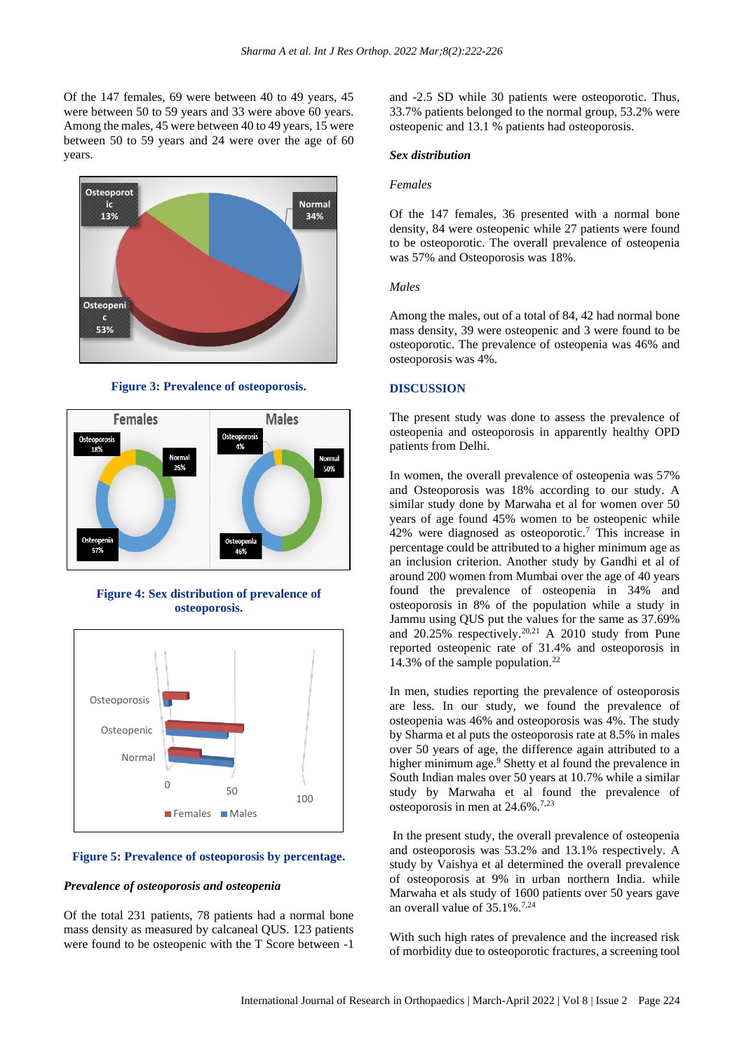Of the 147 females, 69 were between 40 to 49 years, 45 were between 50 to 59 years and 33 were above 60 years. Among the males, 45 were between 40 to 49 years, 15 were between 50 to 59 years and 24 were over the age of 60 years.

**Figure 3: Prevalence of osteoporosis.**

**Figure 4: Sex distribution of prevalence of osteoporosis.**

**Figure 5: Prevalence of osteoporosis by percentage.**

### *Prevalence of osteoporosis and osteopenia*

Of the total 231 patients, 78 patients had a normal bone mass density as measured by calcaneal QUS. 123 patients were found to be osteopenic with the T Score between -1 and -2.5 SD while 30 patients were osteoporotic. Thus, 33.7% patients belonged to the normal group, 53.2% were osteopenic and 13.1 % patients had osteoporosis.

### *Sex distribution*

*Females*

Of the 147 females, 36 presented with a normal bone density, 84 were osteopenic while 27 patients were found to be osteoporotic. The overall prevalence of osteopenia was 57% and Osteoporosis was 18%.

*Males*

Among the males, out of a total of 84, 42 had normal bone mass density, 39 were osteopenic and 3 were found to be osteoporotic. The prevalence of osteopenia was 46% and osteoporosis was 4%.

## DISCUSSION

The present study was done to assess the prevalence of osteopenia and osteoporosis in apparently healthy OPD patients from Delhi.

In women, the overall prevalence of osteopenia was 57% and Osteoporosis was 18% according to our study. A similar study done by Marwaha et al for women over 50 years of age found 45% women to be osteopenic while 42% were diagnosed as osteoporotic.[7] This increase in percentage could be attributed to a higher minimum age as an inclusion criterion. Another study by Gandhi et al of around 200 women from Mumbai over the age of 40 years found the prevalence of osteopenia in 34% and osteoporosis in 8% of the population while a study in Jammu using QUS put the values for the same as 37.69% and 20.25% respectively.[20,21] A 2010 study from Pune reported osteopenic rate of 31.4% and osteoporosis in 14.3% of the sample population.[22]

In men, studies reporting the prevalence of osteoporosis are less. In our study, we found the prevalence of osteopenia was 46% and osteoporosis was 4%. The study by Sharma et al puts the osteoporosis rate at 8.5% in males over 50 years of age, the difference again attributed to a higher minimum age.[9] Shetty et al found the prevalence in South Indian males over 50 years at 10.7% while a similar study by Marwaha et al found the prevalence of osteoporosis in men at 24.6%.[7,23]

In the present study, the overall prevalence of osteopenia and osteoporosis was 53.2% and 13.1% respectively. A study by Vaishya et al determined the overall prevalence of osteoporosis at 9% in urban northern India. while Marwaha et als study of 1600 patients over 50 years gave an overall value of 35.1%.[7,24]

With such high rates of prevalence and the increased risk of morbidity due to osteoporotic fractures, a screening tool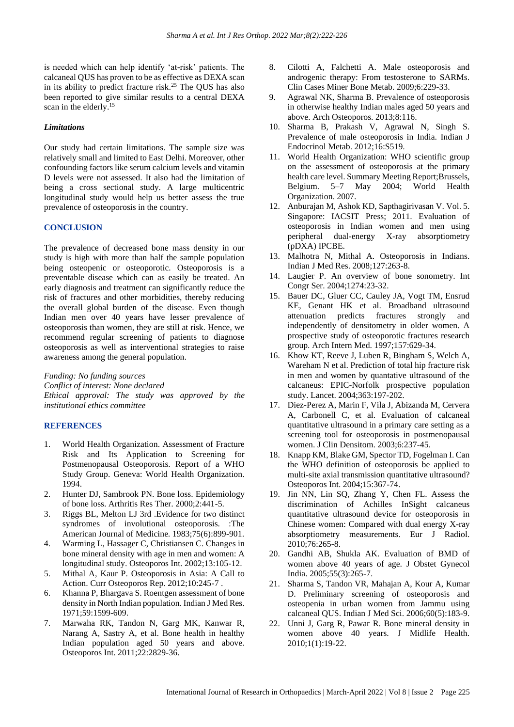is needed which can help identify 'at-risk' patients. The calcaneal QUS has proven to be as effective as DEXA scan in its ability to predict fracture risk.[25] The QUS has also been reported to give similar results to a central DEXA scan in the elderly.[15]

### *Limitations*

Our study had certain limitations. The sample size was relatively small and limited to East Delhi. Moreover, other confounding factors like serum calcium levels and vitamin D levels were not assessed. It also had the limitation of being a cross sectional study. A large multicentric longitudinal study would help us better assess the true prevalence of osteoporosis in the country.

## CONCLUSION

The prevalence of decreased bone mass density in our study is high with more than half the sample population being osteopenic or osteoporotic. Osteoporosis is a preventable disease which can as easily be treated. An early diagnosis and treatment can significantly reduce the risk of fractures and other morbidities, thereby reducing the overall global burden of the disease. Even though Indian men over 40 years have lesser prevalence of osteoporosis than women, they are still at risk. Hence, we recommend regular screening of patients to diagnose osteoporosis as well as interventional strategies to raise awareness among the general population.

*Funding: No funding sources*
*Conflict of interest: None declared*
*Ethical approval: The study was approved by the institutional ethics committee*

## REFERENCES

1. World Health Organization. Assessment of Fracture Risk and Its Application to Screening for Postmenopausal Osteoporosis. Report of a WHO Study Group. Geneva: World Health Organization. 1994.
2. Hunter DJ, Sambrook PN. Bone loss. Epidemiology of bone loss. Arthritis Res Ther. 2000;2:441-5.
3. Riggs BL, Melton LJ 3rd .Evidence for two distinct syndromes of involutional osteoporosis. :The American Journal of Medicine. 1983;75(6):899-901.
4. Warming L, Hassager C, Christiansen C. Changes in bone mineral density with age in men and women: A longitudinal study. Osteoporos Int. 2002;13:105-12.
5. Mithal A, Kaur P. Osteoporosis in Asia: A Call to Action. Curr Osteoporos Rep. 2012;10:245-7 .
6. Khanna P, Bhargava S. Roentgen assessment of bone density in North Indian population. Indian J Med Res. 1971;59:1599-609.
7. Marwaha RK, Tandon N, Garg MK, Kanwar R, Narang A, Sastry A, et al. Bone health in healthy Indian population aged 50 years and above. Osteoporos Int. 2011;22:2829-36.
8. Cilotti A, Falchetti A. Male osteoporosis and androgenic therapy: From testosterone to SARMs. Clin Cases Miner Bone Metab. 2009;6:229-33.
9. Agrawal NK, Sharma B. Prevalence of osteoporosis in otherwise healthy Indian males aged 50 years and above. Arch Osteoporos. 2013;8:116.
10. Sharma B, Prakash V, Agrawal N, Singh S. Prevalence of male osteoporosis in India. Indian J Endocrinol Metab. 2012;16:S519.
11. World Health Organization: WHO scientific group on the assessment of osteoporosis at the primary health care level. Summary Meeting Report;Brussels, Belgium. 5–7 May 2004; World Health Organization. 2007.
12. Anburajan M, Ashok KD, Sapthagirivasan V. Vol. 5. Singapore: IACSIT Press; 2011. Evaluation of osteoporosis in Indian women and men using peripheral dual-energy X-ray absorptiometry (pDXA) IPCBE.
13. Malhotra N, Mithal A. Osteoporosis in Indians. Indian J Med Res. 2008;127:263-8.
14. Laugier P. An overview of bone sonometry. Int Congr Ser. 2004;1274:23-32.
15. Bauer DC, Gluer CC, Cauley JA, Vogt TM, Ensrud KE, Genant HK et al. Broadband ultrasound attenuation predicts fractures strongly and independently of densitometry in older women. A prospective study of osteoporotic fractures research group. Arch Intern Med. 1997;157:629-34.
16. Khow KT, Reeve J, Luben R, Bingham S, Welch A, Wareham N et al. Prediction of total hip fracture risk in men and women by quantative ultrasound of the calcaneus: EPIC-Norfolk prospective population study. Lancet. 2004;363:197-202.
17. Diez-Perez A, Marin F, Vila J, Abizanda M, Cervera A, Carbonell C, et al. Evaluation of calcaneal quantitative ultrasound in a primary care setting as a screening tool for osteoporosis in postmenopausal women. J Clin Densitom. 2003;6:237-45.
18. Knapp KM, Blake GM, Spector TD, Fogelman I. Can the WHO definition of osteoporosis be applied to multi-site axial transmission quantitative ultrasound? Osteoporos Int. 2004;15:367-74.
19. Jin NN, Lin SQ, Zhang Y, Chen FL. Assess the discrimination of Achilles InSight calcaneus quantitative ultrasound device for osteoporosis in Chinese women: Compared with dual energy X-ray absorptiometry measurements. Eur J Radiol. 2010;76:265-8.
20. Gandhi AB, Shukla AK. Evaluation of BMD of women above 40 years of age. J Obstet Gynecol India. 2005;55(3):265-7.
21. Sharma S, Tandon VR, Mahajan A, Kour A, Kumar D. Preliminary screening of osteoporosis and osteopenia in urban women from Jammu using calcaneal QUS. Indian J Med Sci. 2006;60(5):183-9.
22. Unni J, Garg R, Pawar R. Bone mineral density in women above 40 years. J Midlife Health. 2010;1(1):19-22.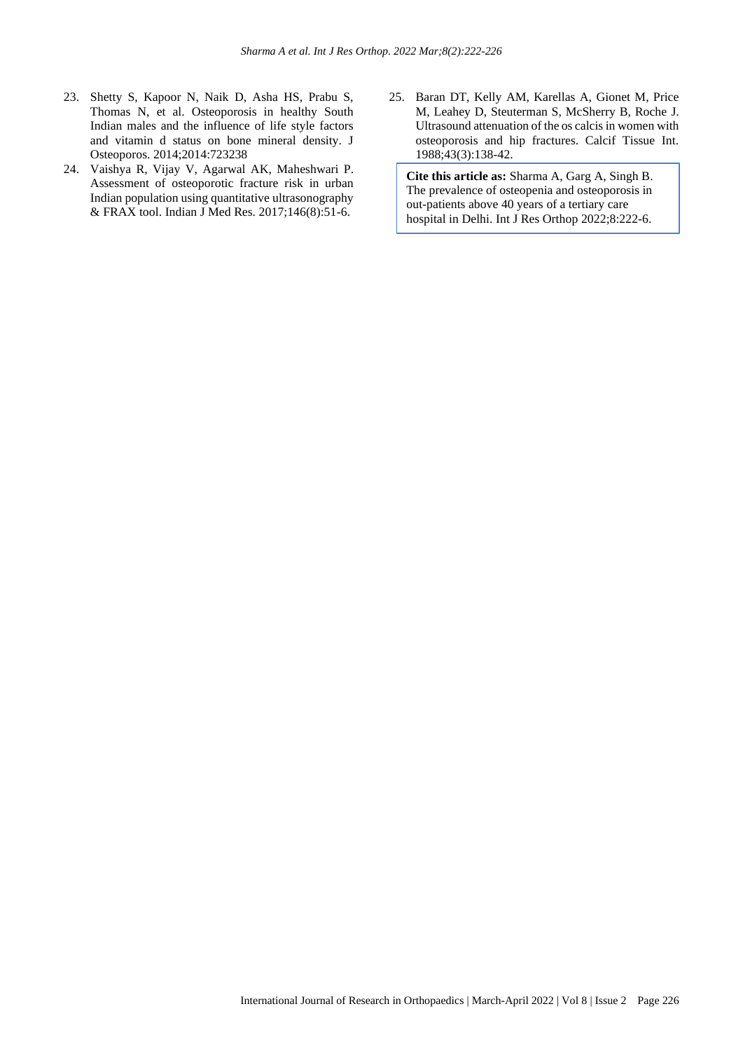23. Shetty S, Kapoor N, Naik D, Asha HS, Prabu S, Thomas N, et al. Osteoporosis in healthy South Indian males and the influence of life style factors and vitamin d status on bone mineral density. J Osteoporos. 2014;2014:723238
24. Vaishya R, Vijay V, Agarwal AK, Maheshwari P. Assessment of osteoporotic fracture risk in urban Indian population using quantitative ultrasonography & FRAX tool. Indian J Med Res. 2017;146(8):51-6.
25. Baran DT, Kelly AM, Karellas A, Gionet M, Price M, Leahey D, Steuterman S, McSherry B, Roche J. Ultrasound attenuation of the os calcis in women with osteoporosis and hip fractures. Calcif Tissue Int. 1988;43(3):138-42.

**Cite this article as:** Sharma A, Garg A, Singh B. The prevalence of osteopenia and osteoporosis in out-patients above 40 years of a tertiary care hospital in Delhi. Int J Res Orthop 2022;8:222-6.